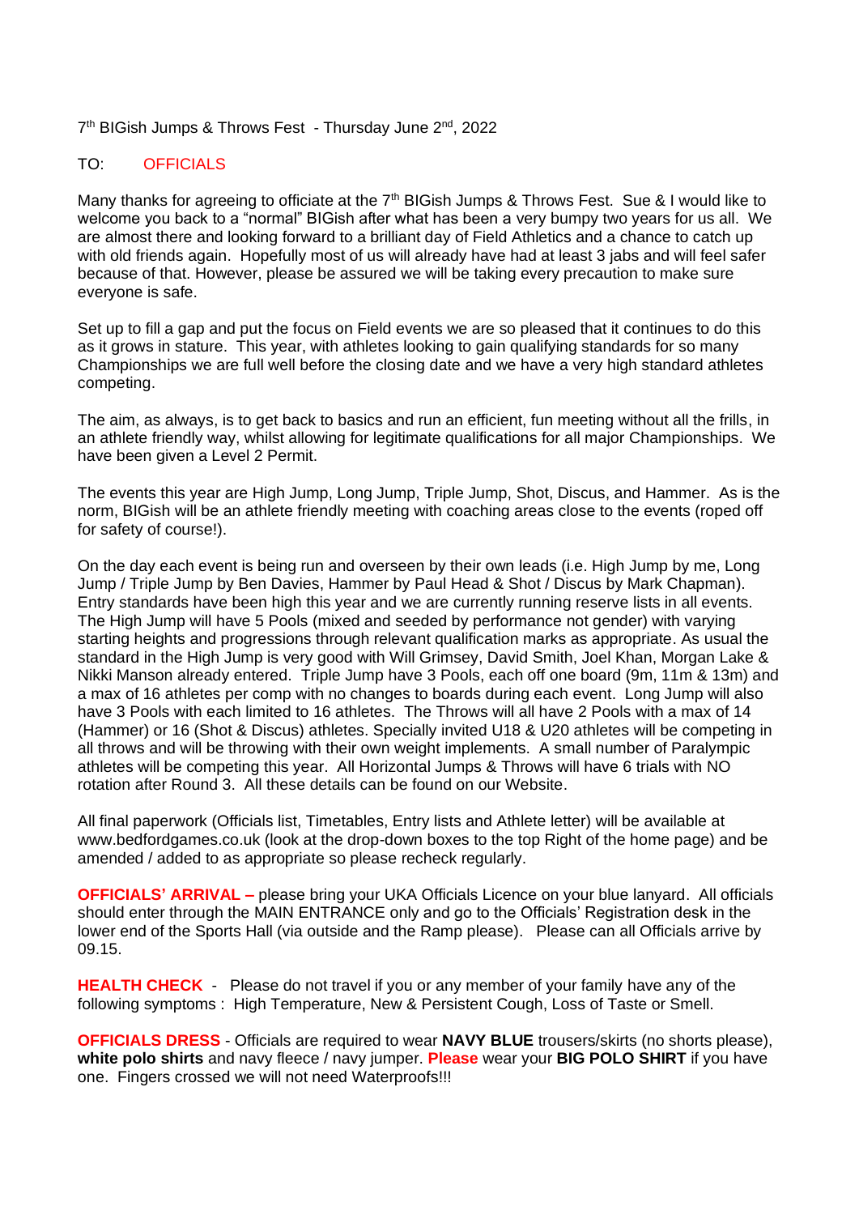7th BIGish Jumps & Throws Fest - Thursday June 2nd, 2022

TO: OFFICIALS

Many thanks for agreeing to officiate at the 7th BIGish Jumps & Throws Fest. Sue & I would like to welcome you back to a "normal" BIGish after what has been a very bumpy two years for us all. We are almost there and looking forward to a brilliant day of Field Athletics and a chance to catch up with old friends again. Hopefully most of us will already have had at least 3 jabs and will feel safer because of that. However, please be assured we will be taking every precaution to make sure everyone is safe.

Set up to fill a gap and put the focus on Field events we are so pleased that it continues to do this as it grows in stature. This year, with athletes looking to gain qualifying standards for so many Championships we are full well before the closing date and we have a very high standard athletes competing.

The aim, as always, is to get back to basics and run an efficient, fun meeting without all the frills, in an athlete friendly way, whilst allowing for legitimate qualifications for all major Championships. We have been given a Level 2 Permit.

The events this year are High Jump, Long Jump, Triple Jump, Shot, Discus, and Hammer. As is the norm, BIGish will be an athlete friendly meeting with coaching areas close to the events (roped off for safety of course!).

On the day each event is being run and overseen by their own leads (i.e. High Jump by me, Long Jump / Triple Jump by Ben Davies, Hammer by Paul Head & Shot / Discus by Mark Chapman). Entry standards have been high this year and we are currently running reserve lists in all events. The High Jump will have 5 Pools (mixed and seeded by performance not gender) with varying starting heights and progressions through relevant qualification marks as appropriate. As usual the standard in the High Jump is very good with Will Grimsey, David Smith, Joel Khan, Morgan Lake & Nikki Manson already entered. Triple Jump have 3 Pools, each off one board (9m, 11m & 13m) and a max of 16 athletes per comp with no changes to boards during each event. Long Jump will also have 3 Pools with each limited to 16 athletes. The Throws will all have 2 Pools with a max of 14 (Hammer) or 16 (Shot & Discus) athletes. Specially invited U18 & U20 athletes will be competing in all throws and will be throwing with their own weight implements. A small number of Paralympic athletes will be competing this year. All Horizontal Jumps & Throws will have 6 trials with NO rotation after Round 3. All these details can be found on our Website.

All final paperwork (Officials list, Timetables, Entry lists and Athlete letter) will be available at www.bedfordgames.co.uk (look at the drop-down boxes to the top Right of the home page) and be amended / added to as appropriate so please recheck regularly.

**OFFICIALS' ARRIVAL –** please bring your UKA Officials Licence on your blue lanyard. All officials should enter through the MAIN ENTRANCE only and go to the Officials' Registration desk in the lower end of the Sports Hall (via outside and the Ramp please). Please can all Officials arrive by 09.15.

**HEALTH CHECK** - Please do not travel if you or any member of your family have any of the following symptoms : High Temperature, New & Persistent Cough, Loss of Taste or Smell.

**OFFICIALS DRESS** - Officials are required to wear **NAVY BLUE** trousers/skirts (no shorts please), **white polo shirts** and navy fleece / navy jumper. **Please** wear your **BIG POLO SHIRT** if you have one. Fingers crossed we will not need Waterproofs!!!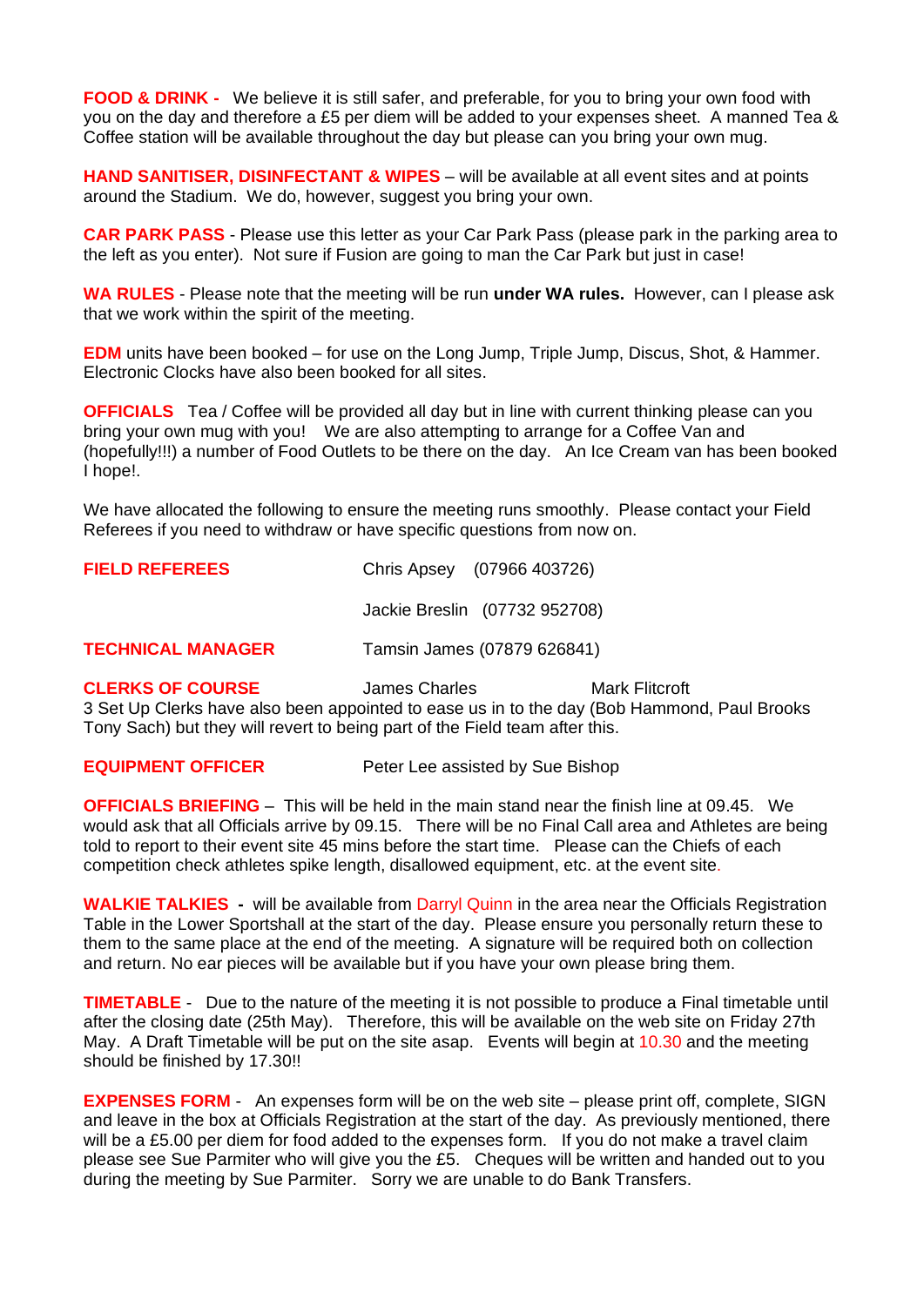**FOOD & DRINK -** We believe it is still safer, and preferable, for you to bring your own food with you on the day and therefore a £5 per diem will be added to your expenses sheet. A manned Tea & Coffee station will be available throughout the day but please can you bring your own mug.

**HAND SANITISER, DISINFECTANT & WIPES** – will be available at all event sites and at points around the Stadium. We do, however, suggest you bring your own.

**CAR PARK PASS** - Please use this letter as your Car Park Pass (please park in the parking area to the left as you enter). Not sure if Fusion are going to man the Car Park but just in case!

**WA RULES** - Please note that the meeting will be run **under WA rules.** However, can I please ask that we work within the spirit of the meeting.

**EDM** units have been booked – for use on the Long Jump, Triple Jump, Discus, Shot, & Hammer. Electronic Clocks have also been booked for all sites.

**OFFICIALS** Tea / Coffee will be provided all day but in line with current thinking please can you bring your own mug with you! We are also attempting to arrange for a Coffee Van and (hopefully!!!) a number of Food Outlets to be there on the day. An Ice Cream van has been booked I hope!.

We have allocated the following to ensure the meeting runs smoothly. Please contact your Field Referees if you need to withdraw or have specific questions from now on.

**FIELD REFEREES** Chris Apsey (07966 403726)

Jackie Breslin (07732 952708)

**TECHNICAL MANAGER** Tamsin James (07879 626841)

**CLERKS OF COURSE** James Charles Mark Flitcroft

3 Set Up Clerks have also been appointed to ease us in to the day (Bob Hammond, Paul Brooks Tony Sach) but they will revert to being part of the Field team after this.

**EQUIPMENT OFFICER** Peter Lee assisted by Sue Bishop

**OFFICIALS BRIEFING** – This will be held in the main stand near the finish line at 09.45. We would ask that all Officials arrive by 09.15. There will be no Final Call area and Athletes are being told to report to their event site 45 mins before the start time. Please can the Chiefs of each competition check athletes spike length, disallowed equipment, etc. at the event site.

**WALKIE TALKIES -** will be available from Darryl Quinn in the area near the Officials Registration Table in the Lower Sportshall at the start of the day. Please ensure you personally return these to them to the same place at the end of the meeting. A signature will be required both on collection and return. No ear pieces will be available but if you have your own please bring them.

**TIMETABLE** - Due to the nature of the meeting it is not possible to produce a Final timetable until after the closing date (25th May). Therefore, this will be available on the web site on Friday 27th May. A Draft Timetable will be put on the site asap. Events will begin at 10.30 and the meeting should be finished by 17.30!!

**EXPENSES FORM** - An expenses form will be on the web site – please print off, complete, SIGN and leave in the box at Officials Registration at the start of the day. As previously mentioned, there will be a £5.00 per diem for food added to the expenses form. If you do not make a travel claim please see Sue Parmiter who will give you the £5. Cheques will be written and handed out to you during the meeting by Sue Parmiter. Sorry we are unable to do Bank Transfers.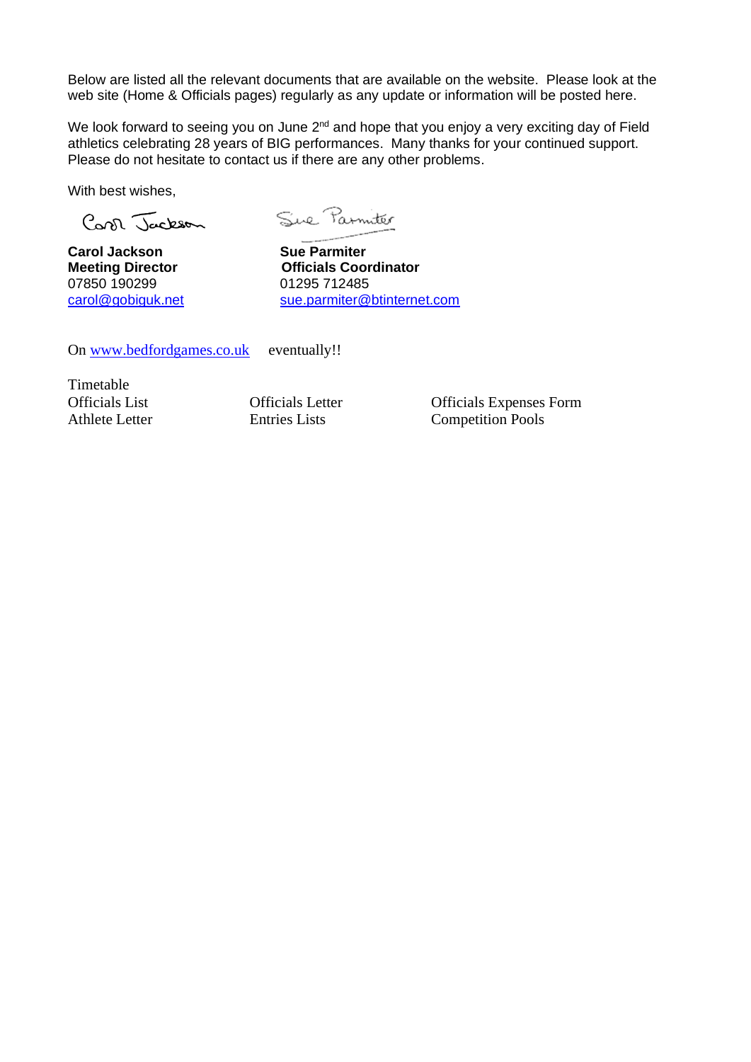Below are listed all the relevant documents that are available on the website. Please look at the web site (Home & Officials pages) regularly as any update or information will be posted here.

We look forward to seeing you on June 2nd and hope that you enjoy a very exciting day of Field athletics celebrating 28 years of BIG performances. Many thanks for your continued support. Please do not hesitate to contact us if there are any other problems.

With best wishes,

**Carol Jackson**
**Meeting Director**
07850 190299
carol@gobiguk.net

**Sue Parmiter**
**Officials Coordinator**
01295 712485
sue.parmiter@btinternet.com

On www.bedfordgames.co.uk eventually!!

| | | |
|---|---|---|
| Timetable | | |
| Officials List | Officials Letter | Officials Expenses Form |
| Athlete Letter | Entries Lists | Competition Pools |